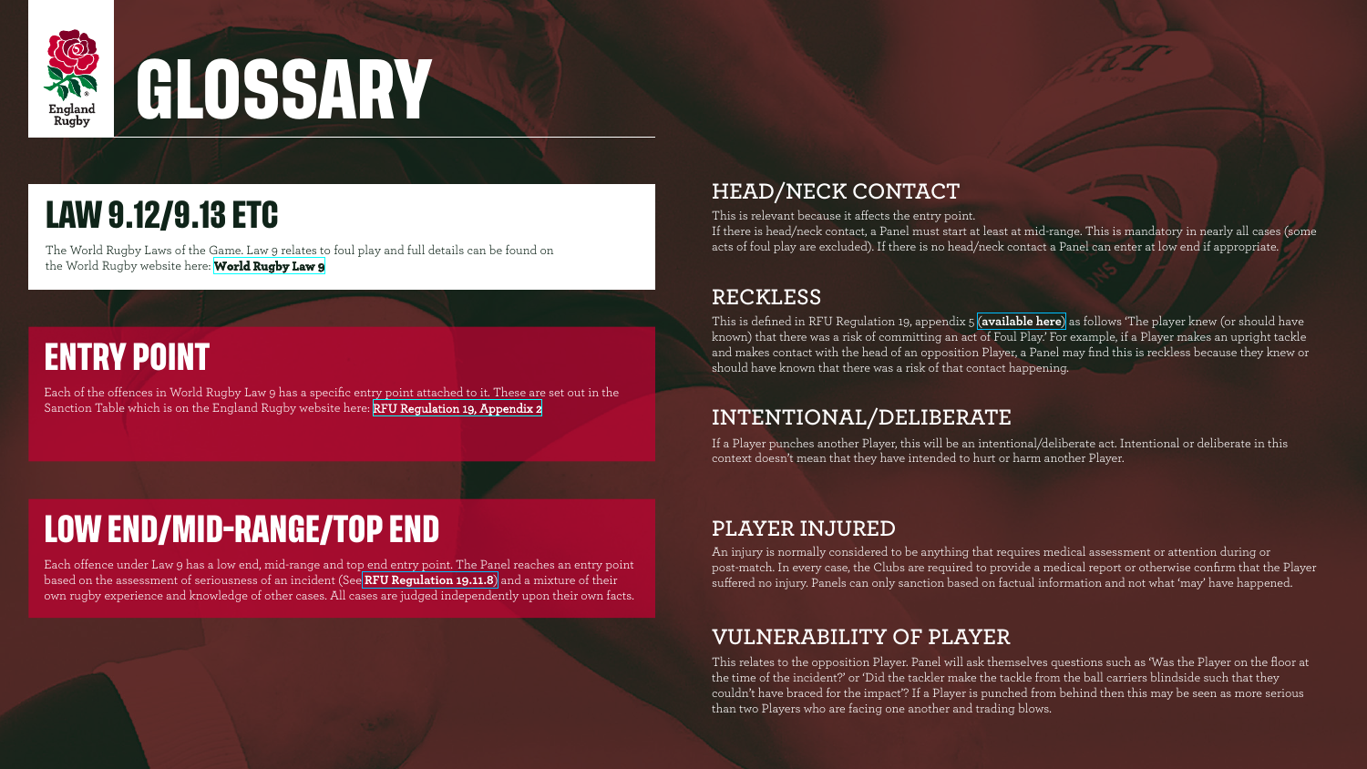England Rugby

# GLOSSARY

## LAW 9.12/9.13 ETC

The World Rugby Laws of the Game. Law 9 relates to foul play and full details can be found on the World Rugby website here: **World Rugby Law 9**

## ENTRY POINT

Each of the offences in World Rugby Law 9 has a specific entry point attached to it. These are set out in the Sanction Table which is on the England Rugby website here: **RFU Regulation 19, Appendix 2**

## LOW END/MID-RANGE/TOP END

Each offence under Law 9 has a low end, mid-range and top end entry point. The Panel reaches an entry point based on the assessment of seriousness of an incident (See **RFU Regulation 19.11.8**) and a mixture of their own rugby experience and knowledge of other cases. All cases are judged independently upon their own facts.

## HEAD/NECK CONTACT

This is relevant because it affects the entry point.
If there is head/neck contact, a Panel must start at least at mid-range. This is mandatory in nearly all cases (some acts of foul play are excluded). If there is no head/neck contact a Panel can enter at low end if appropriate.

## RECKLESS

This is defined in RFU Regulation 19, appendix 5 (**available here**) as follows 'The player knew (or should have known) that there was a risk of committing an act of Foul Play.' For example, if a Player makes an upright tackle and makes contact with the head of an opposition Player, a Panel may find this is reckless because they knew or should have known that there was a risk of that contact happening.

## INTENTIONAL/DELIBERATE

If a Player punches another Player, this will be an intentional/deliberate act. Intentional or deliberate in this context doesn't mean that they have intended to hurt or harm another Player.

## PLAYER INJURED

An injury is normally considered to be anything that requires medical assessment or attention during or post-match. In every case, the Clubs are required to provide a medical report or otherwise confirm that the Player suffered no injury. Panels can only sanction based on factual information and not what 'may' have happened.

## VULNERABILITY OF PLAYER

This relates to the opposition Player. Panel will ask themselves questions such as 'Was the Player on the floor at the time of the incident?' or 'Did the tackler make the tackle from the ball carriers blindside such that they couldn't have braced for the impact'? If a Player is punched from behind then this may be seen as more serious than two Players who are facing one another and trading blows.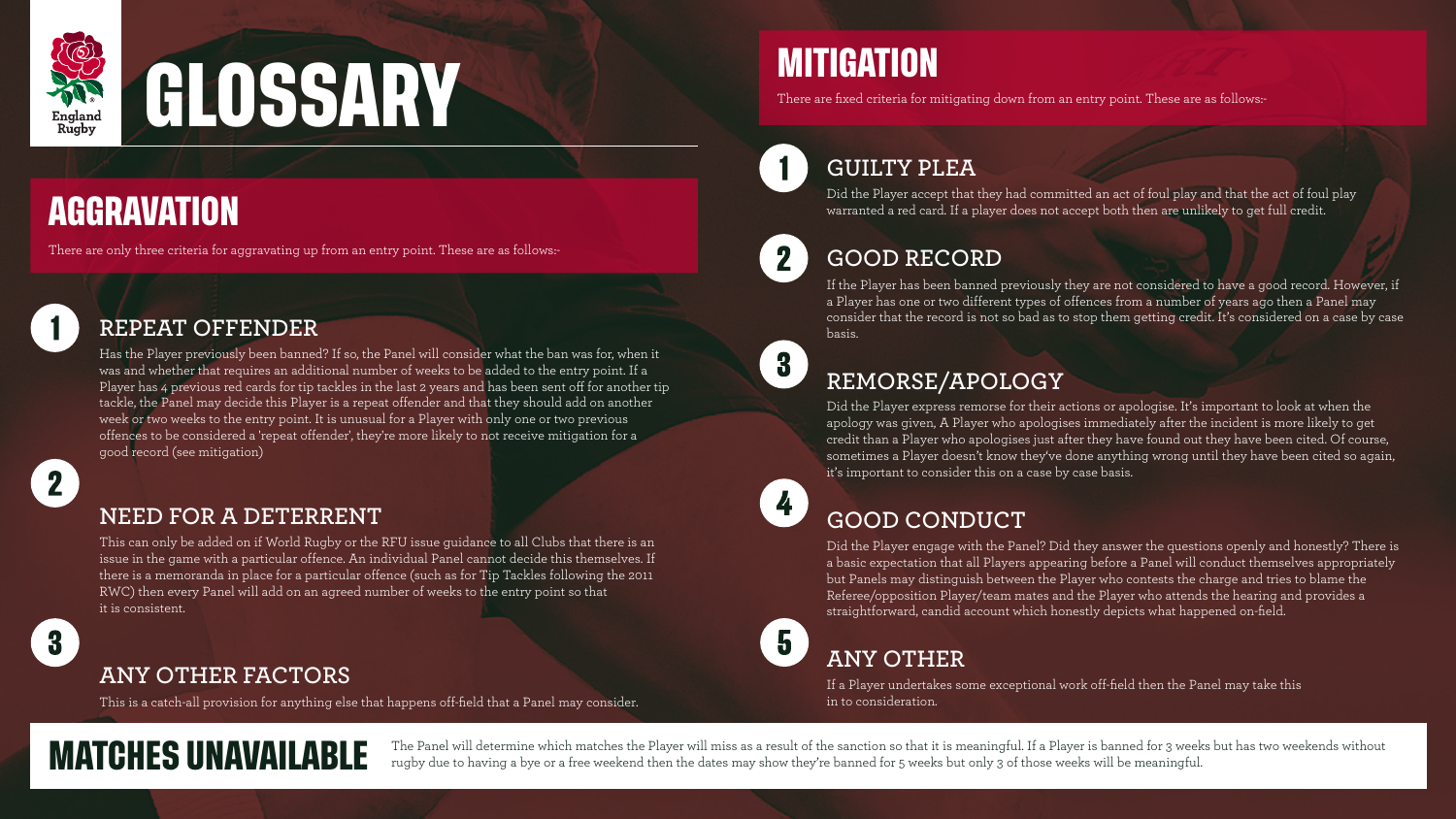# GLOSSARY

## AGGRAVATION

There are only three criteria for aggravating up from an entry point. These are as follows:-

### 1 REPEAT OFFENDER

Has the Player previously been banned? If so, the Panel will consider what the ban was for, when it was and whether that requires an additional number of weeks to be added to the entry point. If a Player has 4 previous red cards for tip tackles in the last 2 years and has been sent off for another tip tackle, the Panel may decide this Player is a repeat offender and that they should add on another week or two weeks to the entry point. It is unusual for a Player with only one or two previous offences to be considered a 'repeat offender', they're more likely to not receive mitigation for a good record (see mitigation)

### 2 NEED FOR A DETERRENT

This can only be added on if World Rugby or the RFU issue guidance to all Clubs that there is an issue in the game with a particular offence. An individual Panel cannot decide this themselves. If there is a memoranda in place for a particular offence (such as for Tip Tackles following the 2011 RWC) then every Panel will add on an agreed number of weeks to the entry point so that it is consistent.

### 3 ANY OTHER FACTORS

This is a catch-all provision for anything else that happens off-field that a Panel may consider.

## MITIGATION

There are fixed criteria for mitigating down from an entry point. These are as follows:-

### 1 GUILTY PLEA

Did the Player accept that they had committed an act of foul play and that the act of foul play warranted a red card. If a player does not accept both then are unlikely to get full credit.

### 2 GOOD RECORD

If the Player has been banned previously they are not considered to have a good record. However, if a Player has one or two different types of offences from a number of years ago then a Panel may consider that the record is not so bad as to stop them getting credit. It's considered on a case by case basis.

### 3 REMORSE/APOLOGY

Did the Player express remorse for their actions or apologise. It's important to look at when the apology was given, A Player who apologises immediately after the incident is more likely to get credit than a Player who apologises just after they have found out they have been cited. Of course, sometimes a Player doesn't know they've done anything wrong until they have been cited so again, it's important to consider this on a case by case basis.

### 4 GOOD CONDUCT

Did the Player engage with the Panel? Did they answer the questions openly and honestly? There is a basic expectation that all Players appearing before a Panel will conduct themselves appropriately but Panels may distinguish between the Player who contests the charge and tries to blame the Referee/opposition Player/team mates and the Player who attends the hearing and provides a straightforward, candid account which honestly depicts what happened on-field.

### 5 ANY OTHER

If a Player undertakes some exceptional work off-field then the Panel may take this in to consideration.

## MATCHES UNAVAILABLE

The Panel will determine which matches the Player will miss as a result of the sanction so that it is meaningful. If a Player is banned for 3 weeks but has two weekends without rugby due to having a bye or a free weekend then the dates may show they're banned for 5 weeks but only 3 of those weeks will be meaningful.